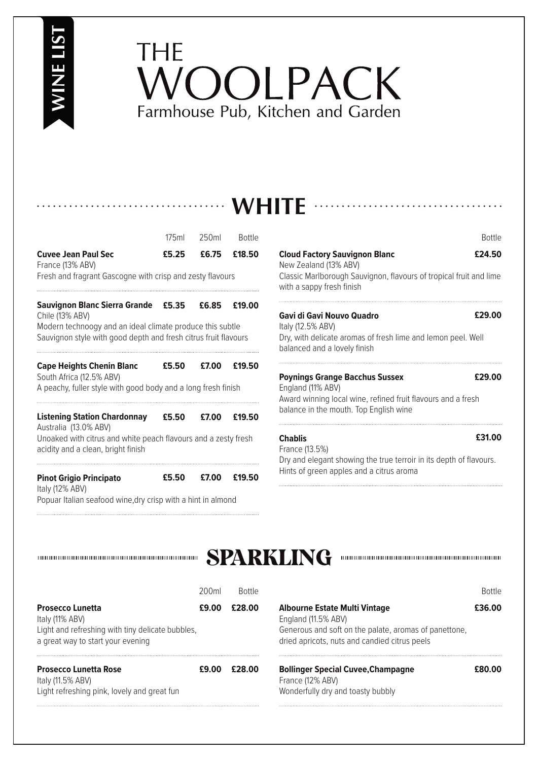WINE LIST

# THE WOOLPACK

Farmhouse Pub, Kitchen and Garden

## WHITE

| | 175ml | 250ml | Bottle |
|---|---|---|---|
| **Cuvee Jean Paul Sec**<br>France (13% ABV)<br>Fresh and fragrant Gascogne with crisp and zesty flavours | **£5.25** | **£6.75** | **£18.50** |
| **Sauvignon Blanc Sierra Grande**<br>Chile (13% ABV)<br>Modern technoogy and an ideal climate produce this subtle Sauvignon style with good depth and fresh citrus fruit flavours | **£5.35** | **£6.85** | **£19.00** |
| **Cape Heights Chenin Blanc**<br>South Africa (12.5% ABV)<br>A peachy, fuller style with good body and a long fresh finish | **£5.50** | **£7.00** | **£19.50** |
| **Listening Station Chardonnay**<br>Australia (13.0% ABV)<br>Unoaked with citrus and white peach flavours and a zesty fresh acidity and a clean, bright finish | **£5.50** | **£7.00** | **£19.50** |
| **Pinot Grigio Principato**<br>Italy (12% ABV)<br>Popuar Italian seafood wine,dry crisp with a hint in almond | **£5.50** | **£7.00** | **£19.50** |

| | Bottle |
|---|---|
| **Cloud Factory Sauvignon Blanc**<br>New Zealand (13% ABV)<br>Classic Marlborough Sauvignon, flavours of tropical fruit and lime with a sappy fresh finish | **£24.50** |
| **Gavi di Gavi Nouvo Quadro**<br>Italy (12.5% ABV)<br>Dry, with delicate aromas of fresh lime and lemon peel. Well balanced and a lovely finish | **£29.00** |
| **Poynings Grange Bacchus Sussex**<br>England (11% ABV)<br>Award winning local wine, refined fruit flavours and a fresh balance in the mouth. Top English wine | **£29.00** |
| **Chablis**<br>France (13.5%)<br>Dry and elegant showing the true terroir in its depth of flavours. Hints of green apples and a citrus aroma | **£31.00** |

## SPARKLING

| | 200ml | Bottle |
|---|---|---|
| **Prosecco Lunetta**<br>Italy (11% ABV)<br>Light and refreshing with tiny delicate bubbles, a great way to start your evening | **£9.00** | **£28.00** |
| **Prosecco Lunetta Rose**<br>Italy (11.5% ABV)<br>Light refreshing pink, lovely and great fun | **£9.00** | **£28.00** |

| | Bottle |
|---|---|
| **Albourne Estate Multi Vintage**<br>England (11.5% ABV)<br>Generous and soft on the palate, aromas of panettone, dried apricots, nuts and candied citrus peels | **£36.00** |
| **Bollinger Special Cuvee,Champagne**<br>France (12% ABV)<br>Wonderfully dry and toasty bubbly | **£80.00** |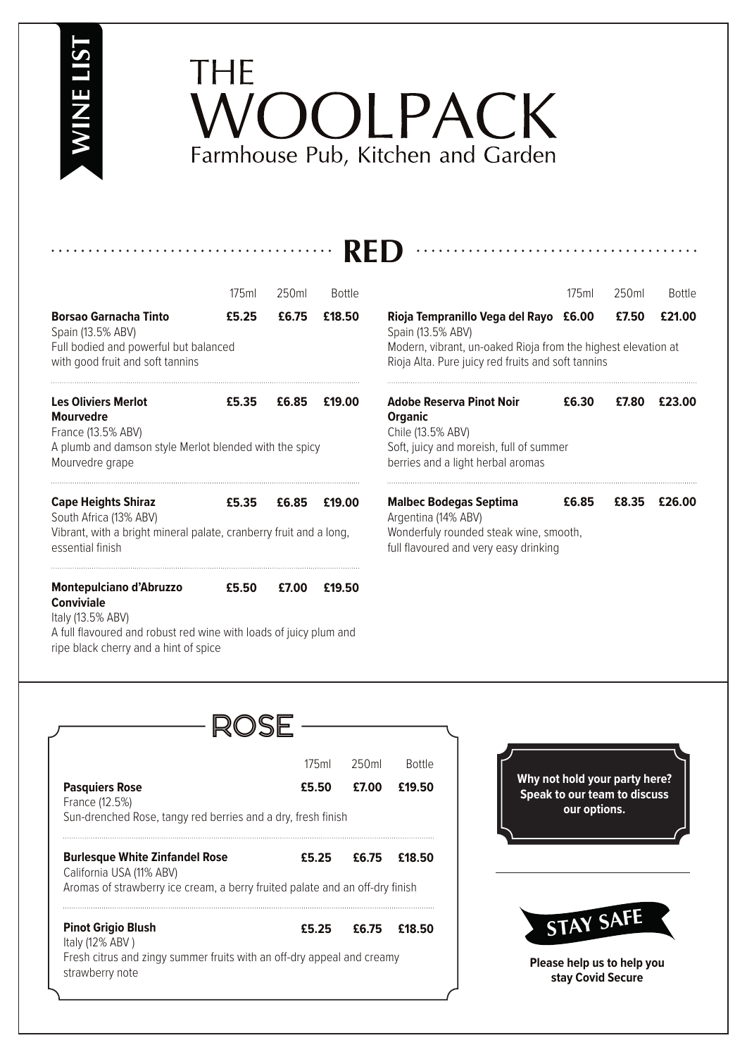WINE LIST

# THE WOOLPACK

Farmhouse Pub, Kitchen and Garden

## RED

| | 175ml | 250ml | Bottle |
|---|---|---|---|
| **Borsao Garnacha Tinto**<br>Spain (13.5% ABV)<br>Full bodied and powerful but balanced with good fruit and soft tannins | **£5.25** | **£6.75** | **£18.50** |
| **Les Oliviers Merlot Mourvedre**<br>France (13.5% ABV)<br>A plumb and damson style Merlot blended with the spicy Mourvedre grape | **£5.35** | **£6.85** | **£19.00** |
| **Cape Heights Shiraz**<br>South Africa (13% ABV)<br>Vibrant, with a bright mineral palate, cranberry fruit and a long, essential finish | **£5.35** | **£6.85** | **£19.00** |
| **Montepulciano d'Abruzzo Conviviale**<br>Italy (13.5% ABV)<br>A full flavoured and robust red wine with loads of juicy plum and ripe black cherry and a hint of spice | **£5.50** | **£7.00** | **£19.50** |
| **Rioja Tempranillo Vega del Rayo**<br>Spain (13.5% ABV)<br>Modern, vibrant, un-oaked Rioja from the highest elevation at Rioja Alta. Pure juicy red fruits and soft tannins | **£6.00** | **£7.50** | **£21.00** |
| **Adobe Reserva Pinot Noir Organic**<br>Chile (13.5% ABV)<br>Soft, juicy and moreish, full of summer berries and a light herbal aromas | **£6.30** | **£7.80** | **£23.00** |
| **Malbec Bodegas Septima**<br>Argentina (14% ABV)<br>Wonderfuly rounded steak wine, smooth, full flavoured and very easy drinking | **£6.85** | **£8.35** | **£26.00** |

## ROSE

| | 175ml | 250ml | Bottle |
|---|---|---|---|
| **Pasquiers Rose**<br>France (12.5%)<br>Sun-drenched Rose, tangy red berries and a dry, fresh finish | **£5.50** | **£7.00** | **£19.50** |
| **Burlesque White Zinfandel Rose**<br>California USA (11% ABV)<br>Aromas of strawberry ice cream, a berry fruited palate and an off-dry finish | **£5.25** | **£6.75** | **£18.50** |
| **Pinot Grigio Blush**<br>Italy (12% ABV )<br>Fresh citrus and zingy summer fruits with an off-dry appeal and creamy strawberry note | **£5.25** | **£6.75** | **£18.50** |

**Why not hold your party here? Speak to our team to discuss our options.**

STAY SAFE

**Please help us to help you stay Covid Secure**